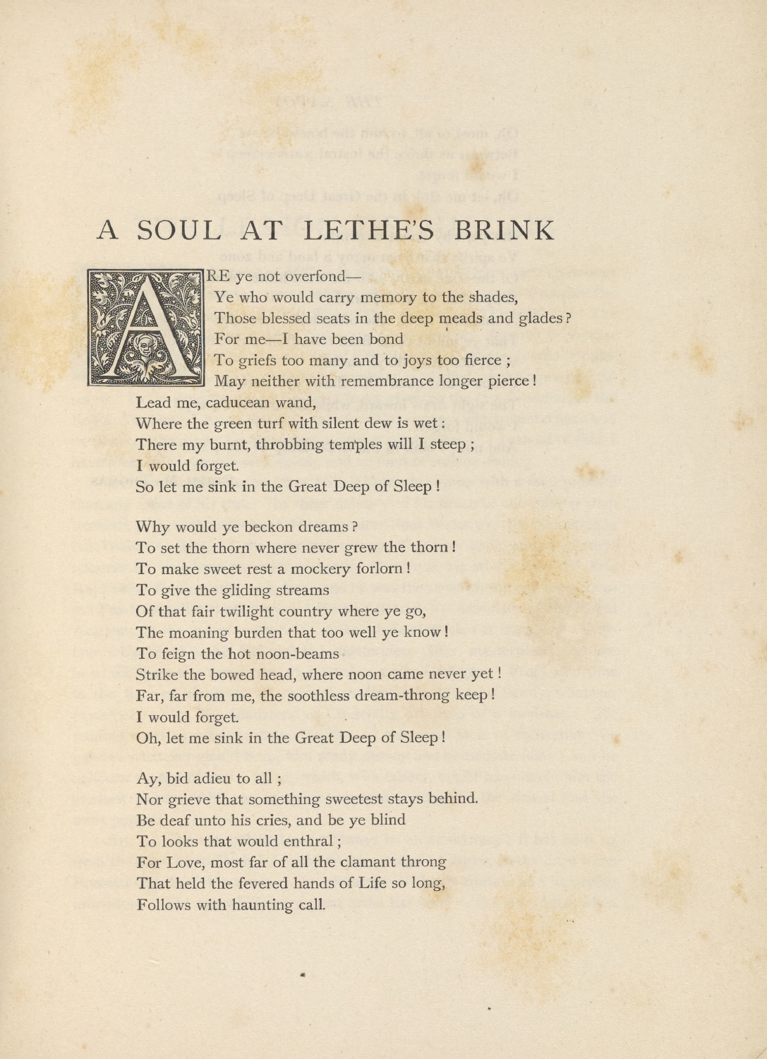# A SOUL AT LETHE'S BRINK

ARE ye not overfond—
Ye who would carry memory to the shades,
Those blessed seats in the deep meads and glades?
For me—I have been bond
To griefs too many and to joys too fierce;
May neither with remembrance longer pierce!
Lead me, caducean wand,
Where the green turf with silent dew is wet:
There my burnt, throbbing temples will I steep;
I would forget.
So let me sink in the Great Deep of Sleep!

Why would ye beckon dreams?
To set the thorn where never grew the thorn!
To make sweet rest a mockery forlorn!
To give the gliding streams
Of that fair twilight country where ye go,
The moaning burden that too well ye know!
To feign the hot noon-beams
Strike the bowed head, where noon came never yet!
Far, far from me, the soothless dream-throng keep!
I would forget.
Oh, let me sink in the Great Deep of Sleep!

Ay, bid adieu to all;
Nor grieve that something sweetest stays behind.
Be deaf unto his cries, and be ye blind
To looks that would enthral;
For Love, most far of all the clamant throng
That held the fevered hands of Life so long,
Follows with haunting call.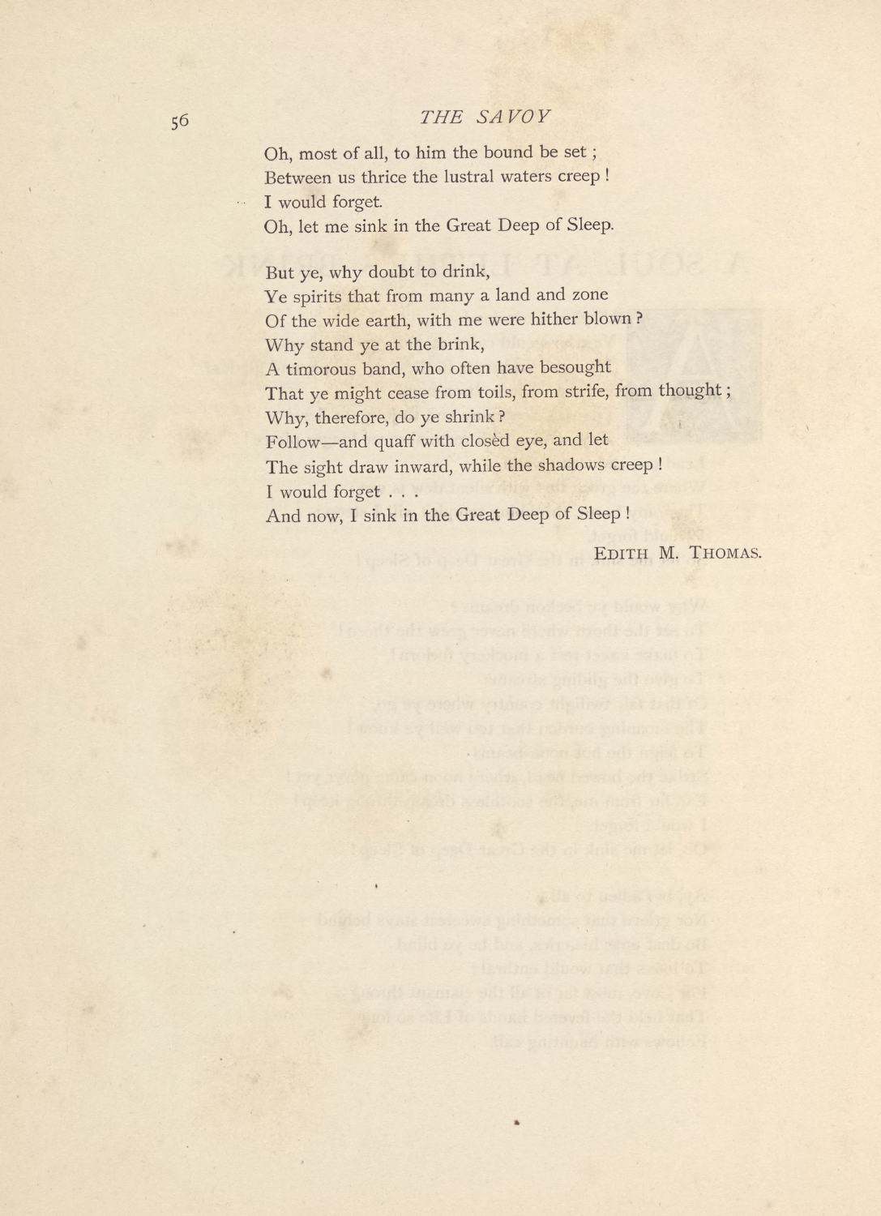Oh, most of all, to him the bound be set ;
Between us thrice the lustral waters creep !
I would forget.
Oh, let me sink in the Great Deep of Sleep.

But ye, why doubt to drink,
Ye spirits that from many a land and zone
Of the wide earth, with me were hither blown ?
Why stand ye at the brink,
A timorous band, who often have besought
That ye might cease from toils, from strife, from thought ;
Why, therefore, do ye shrink ?
Follow—and quaff with closèd eye, and let
The sight draw inward, while the shadows creep !
I would forget . . .
And now, I sink in the Great Deep of Sleep !

EDITH M. THOMAS.